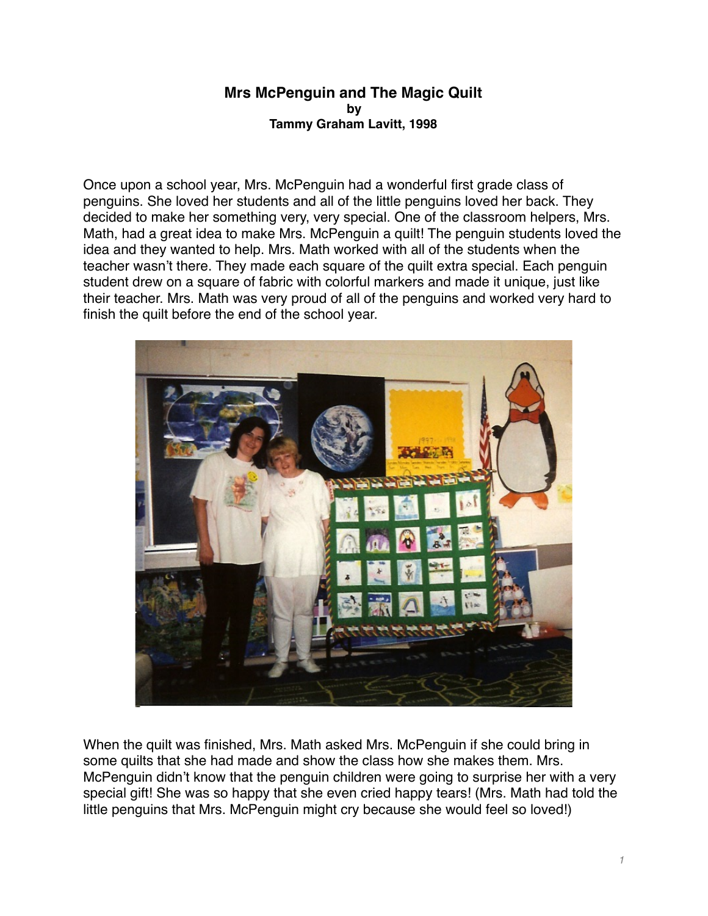# Mrs McPenguin and The Magic Quilt

**by**

**Tammy Graham Lavitt, 1998**

Once upon a school year, Mrs. McPenguin had a wonderful first grade class of penguins. She loved her students and all of the little penguins loved her back. They decided to make her something very, very special. One of the classroom helpers, Mrs. Math, had a great idea to make Mrs. McPenguin a quilt! The penguin students loved the idea and they wanted to help. Mrs. Math worked with all of the students when the teacher wasn't there. They made each square of the quilt extra special. Each penguin student drew on a square of fabric with colorful markers and made it unique, just like their teacher. Mrs. Math was very proud of all of the penguins and worked very hard to finish the quilt before the end of the school year.

When the quilt was finished, Mrs. Math asked Mrs. McPenguin if she could bring in some quilts that she had made and show the class how she makes them. Mrs. McPenguin didn't know that the penguin children were going to surprise her with a very special gift! She was so happy that she even cried happy tears! (Mrs. Math had told the little penguins that Mrs. McPenguin might cry because she would feel so loved!)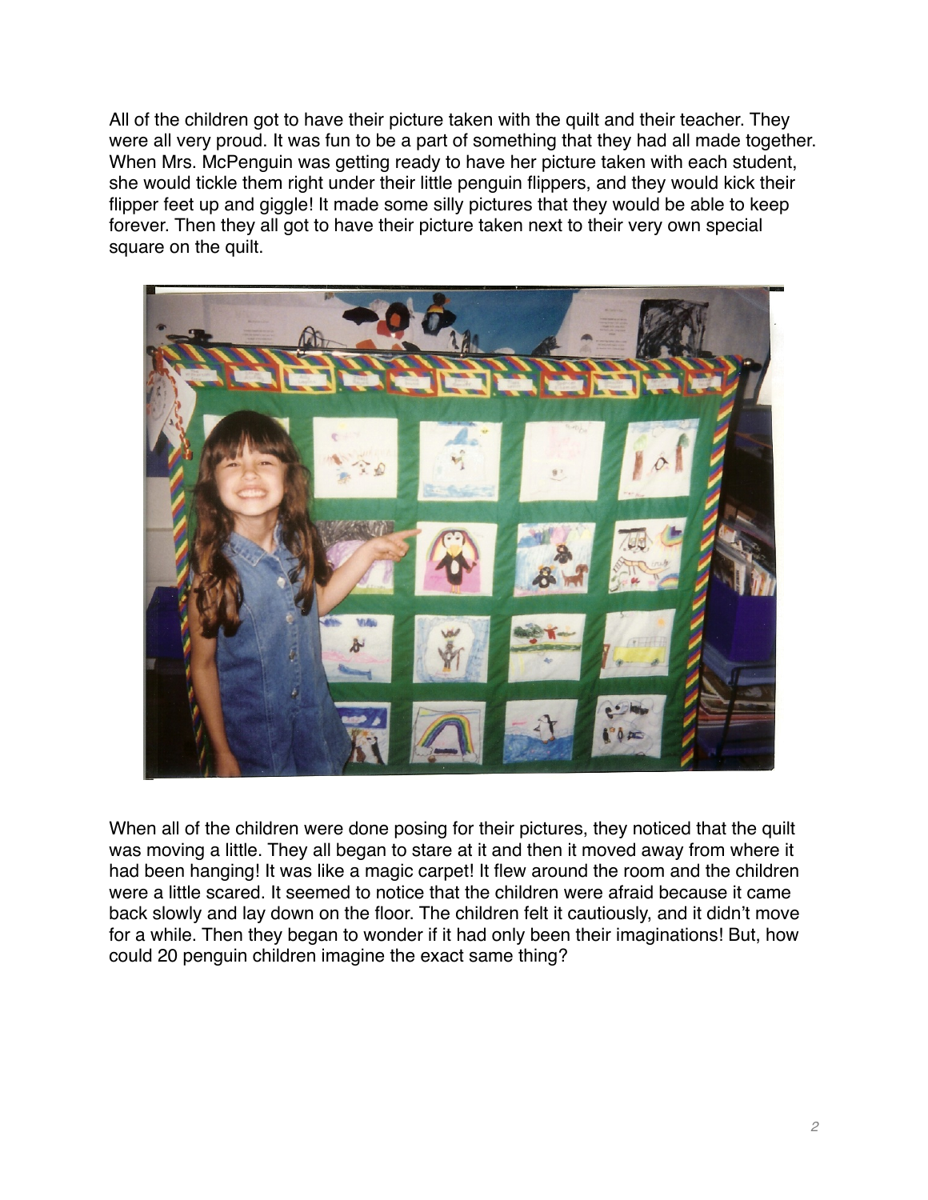All of the children got to have their picture taken with the quilt and their teacher. They were all very proud. It was fun to be a part of something that they had all made together. When Mrs. McPenguin was getting ready to have her picture taken with each student, she would tickle them right under their little penguin flippers, and they would kick their flipper feet up and giggle! It made some silly pictures that they would be able to keep forever. Then they all got to have their picture taken next to their very own special square on the quilt.

When all of the children were done posing for their pictures, they noticed that the quilt was moving a little. They all began to stare at it and then it moved away from where it had been hanging! It was like a magic carpet! It flew around the room and the children were a little scared. It seemed to notice that the children were afraid because it came back slowly and lay down on the floor. The children felt it cautiously, and it didn't move for a while. Then they began to wonder if it had only been their imaginations! But, how could 20 penguin children imagine the exact same thing?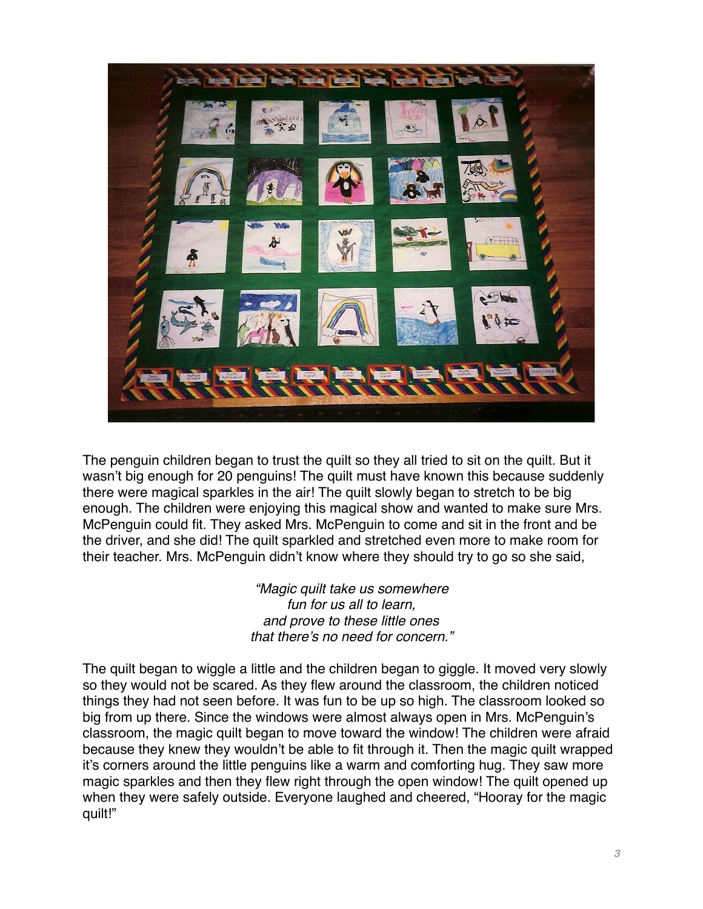The penguin children began to trust the quilt so they all tried to sit on the quilt. But it wasn't big enough for 20 penguins! The quilt must have known this because suddenly there were magical sparkles in the air! The quilt slowly began to stretch to be big enough. The children were enjoying this magical show and wanted to make sure Mrs. McPenguin could fit. They asked Mrs. McPenguin to come and sit in the front and be the driver, and she did! The quilt sparkled and stretched even more to make room for their teacher. Mrs. McPenguin didn't know where they should try to go so she said,

*"Magic quilt take us somewhere*
*fun for us all to learn,*
*and prove to these little ones*
*that there's no need for concern."*

The quilt began to wiggle a little and the children began to giggle. It moved very slowly so they would not be scared. As they flew around the classroom, the children noticed things they had not seen before. It was fun to be up so high. The classroom looked so big from up there. Since the windows were almost always open in Mrs. McPenguin's classroom, the magic quilt began to move toward the window! The children were afraid because they knew they wouldn't be able to fit through it. Then the magic quilt wrapped it's corners around the little penguins like a warm and comforting hug. They saw more magic sparkles and then they flew right through the open window! The quilt opened up when they were safely outside. Everyone laughed and cheered, "Hooray for the magic quilt!"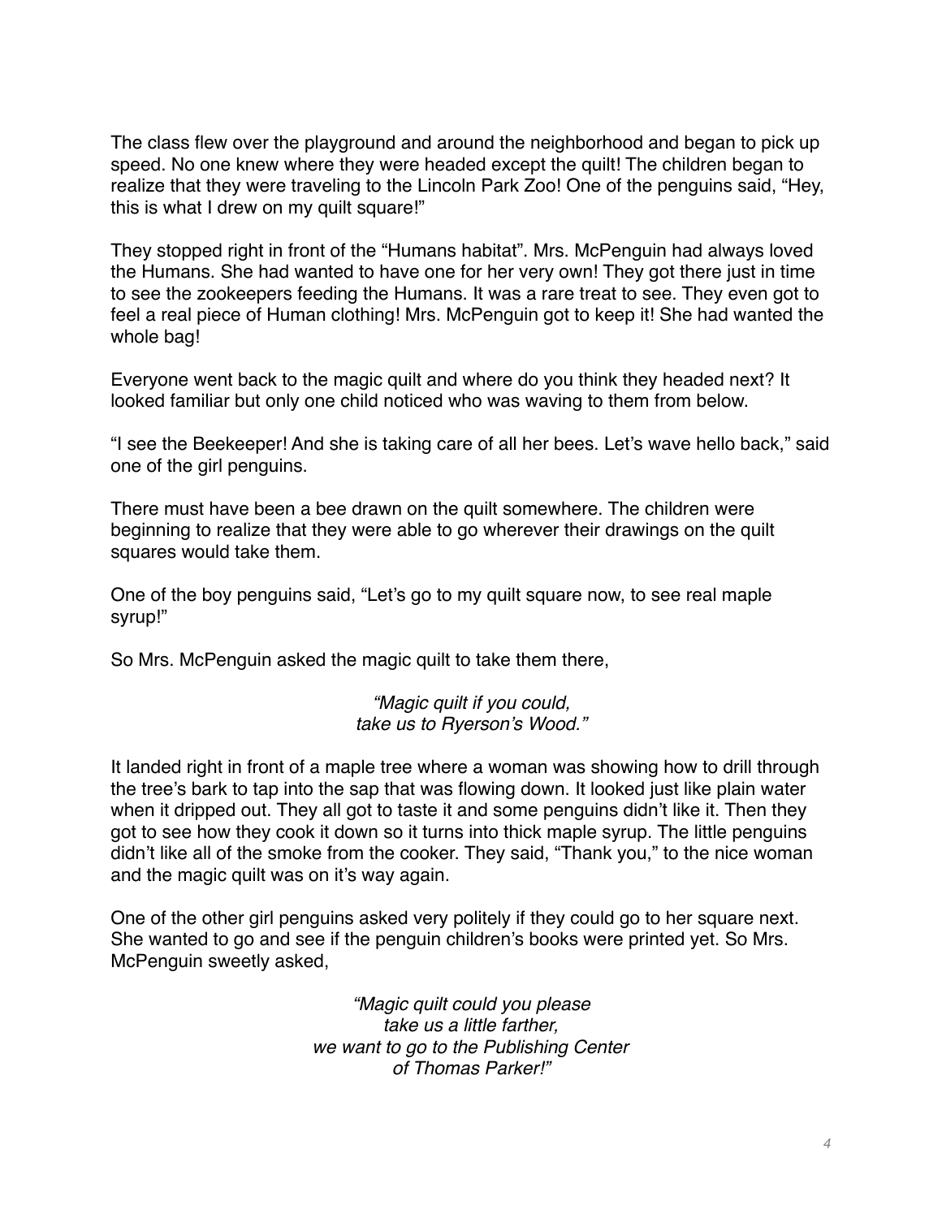The class flew over the playground and around the neighborhood and began to pick up speed. No one knew where they were headed except the quilt! The children began to realize that they were traveling to the Lincoln Park Zoo! One of the penguins said, "Hey, this is what I drew on my quilt square!"

They stopped right in front of the "Humans habitat". Mrs. McPenguin had always loved the Humans. She had wanted to have one for her very own! They got there just in time to see the zookeepers feeding the Humans. It was a rare treat to see. They even got to feel a real piece of Human clothing! Mrs. McPenguin got to keep it! She had wanted the whole bag!

Everyone went back to the magic quilt and where do you think they headed next? It looked familiar but only one child noticed who was waving to them from below.

"I see the Beekeeper! And she is taking care of all her bees. Let's wave hello back," said one of the girl penguins.

There must have been a bee drawn on the quilt somewhere. The children were beginning to realize that they were able to go wherever their drawings on the quilt squares would take them.

One of the boy penguins said, "Let's go to my quilt square now, to see real maple syrup!"

So Mrs. McPenguin asked the magic quilt to take them there,

*"Magic quilt if you could,*
*take us to Ryerson's Wood."*

It landed right in front of a maple tree where a woman was showing how to drill through the tree's bark to tap into the sap that was flowing down. It looked just like plain water when it dripped out. They all got to taste it and some penguins didn't like it. Then they got to see how they cook it down so it turns into thick maple syrup. The little penguins didn't like all of the smoke from the cooker. They said, "Thank you," to the nice woman and the magic quilt was on it's way again.

One of the other girl penguins asked very politely if they could go to her square next. She wanted to go and see if the penguin children's books were printed yet. So Mrs. McPenguin sweetly asked,

*"Magic quilt could you please*
*take us a little farther,*
*we want to go to the Publishing Center*
*of Thomas Parker!"*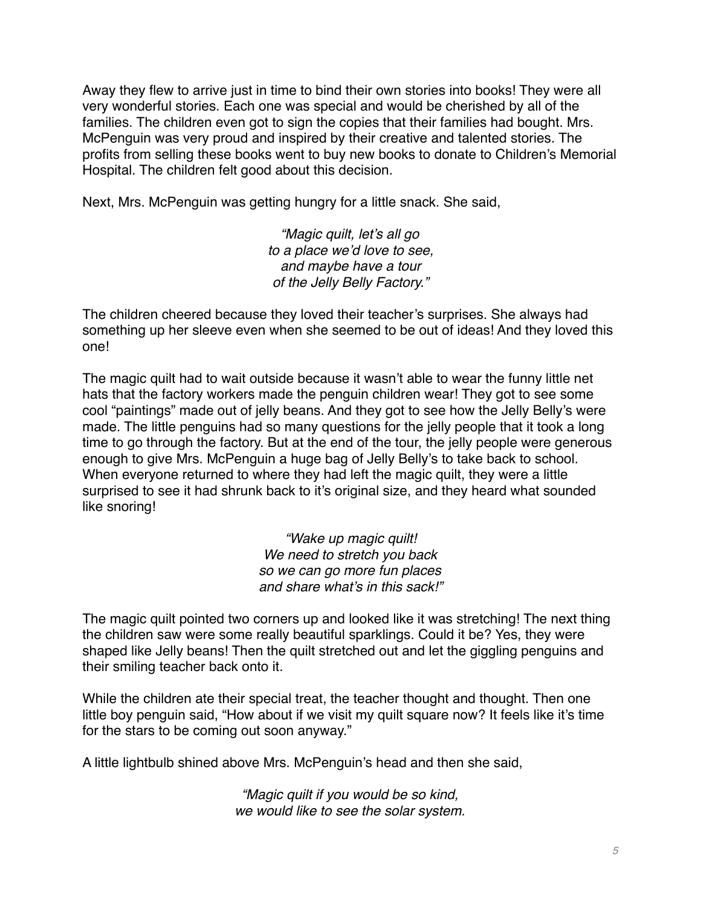Away they flew to arrive just in time to bind their own stories into books! They were all very wonderful stories. Each one was special and would be cherished by all of the families. The children even got to sign the copies that their families had bought. Mrs. McPenguin was very proud and inspired by their creative and talented stories. The profits from selling these books went to buy new books to donate to Children's Memorial Hospital. The children felt good about this decision.

Next, Mrs. McPenguin was getting hungry for a little snack. She said,

*"Magic quilt, let's all go*
*to a place we'd love to see,*
*and maybe have a tour*
*of the Jelly Belly Factory."*

The children cheered because they loved their teacher's surprises. She always had something up her sleeve even when she seemed to be out of ideas! And they loved this one!

The magic quilt had to wait outside because it wasn't able to wear the funny little net hats that the factory workers made the penguin children wear! They got to see some cool "paintings" made out of jelly beans. And they got to see how the Jelly Belly's were made. The little penguins had so many questions for the jelly people that it took a long time to go through the factory. But at the end of the tour, the jelly people were generous enough to give Mrs. McPenguin a huge bag of Jelly Belly's to take back to school. When everyone returned to where they had left the magic quilt, they were a little surprised to see it had shrunk back to it's original size, and they heard what sounded like snoring!

*"Wake up magic quilt!*
*We need to stretch you back*
*so we can go more fun places*
*and share what's in this sack!"*

The magic quilt pointed two corners up and looked like it was stretching! The next thing the children saw were some really beautiful sparklings. Could it be? Yes, they were shaped like Jelly beans! Then the quilt stretched out and let the giggling penguins and their smiling teacher back onto it.

While the children ate their special treat, the teacher thought and thought. Then one little boy penguin said, "How about if we visit my quilt square now? It feels like it's time for the stars to be coming out soon anyway."

A little lightbulb shined above Mrs. McPenguin's head and then she said,

*"Magic quilt if you would be so kind,*
*we would like to see the solar system.*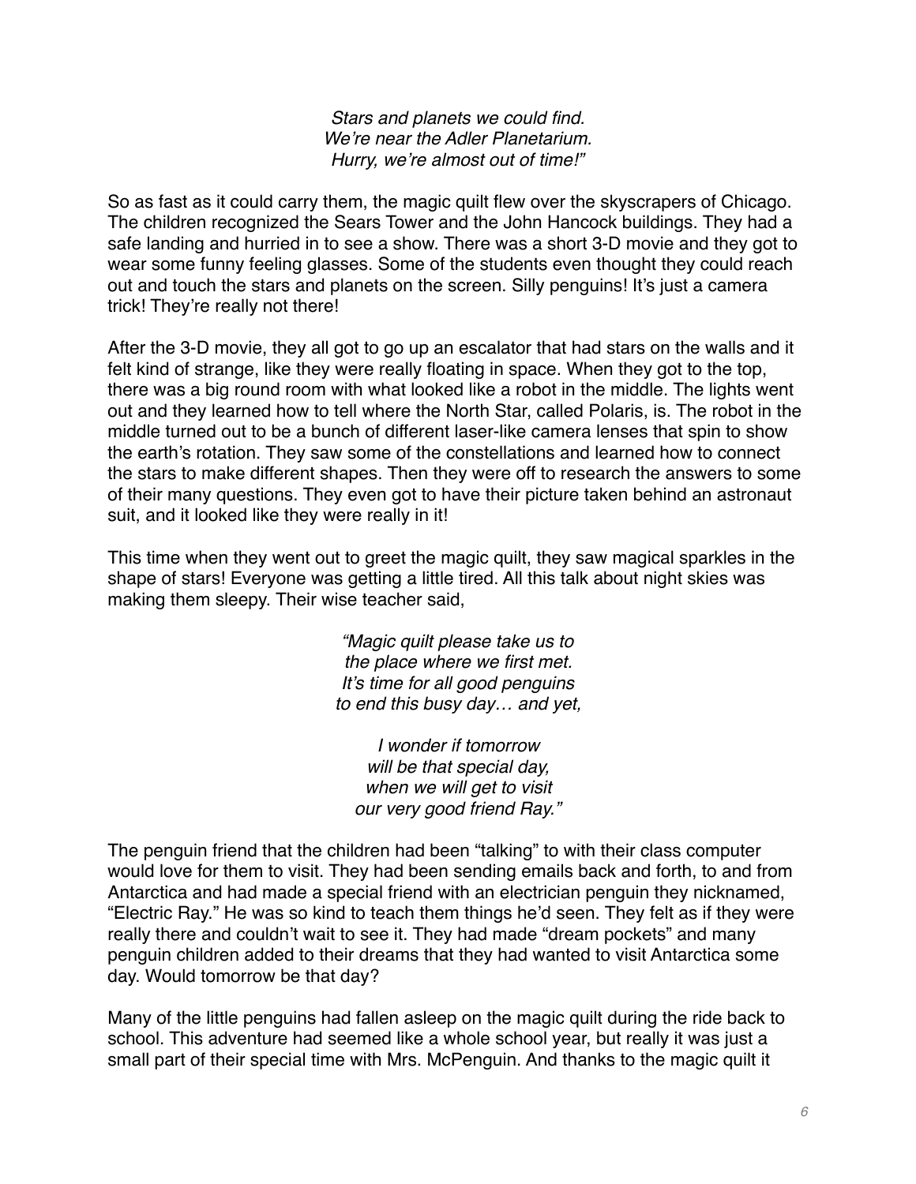*Stars and planets we could find.*
*We're near the Adler Planetarium.*
*Hurry, we're almost out of time!"*

So as fast as it could carry them, the magic quilt flew over the skyscrapers of Chicago. The children recognized the Sears Tower and the John Hancock buildings. They had a safe landing and hurried in to see a show. There was a short 3-D movie and they got to wear some funny feeling glasses. Some of the students even thought they could reach out and touch the stars and planets on the screen. Silly penguins! It's just a camera trick! They're really not there!

After the 3-D movie, they all got to go up an escalator that had stars on the walls and it felt kind of strange, like they were really floating in space. When they got to the top, there was a big round room with what looked like a robot in the middle. The lights went out and they learned how to tell where the North Star, called Polaris, is. The robot in the middle turned out to be a bunch of different laser-like camera lenses that spin to show the earth's rotation. They saw some of the constellations and learned how to connect the stars to make different shapes. Then they were off to research the answers to some of their many questions. They even got to have their picture taken behind an astronaut suit, and it looked like they were really in it!

This time when they went out to greet the magic quilt, they saw magical sparkles in the shape of stars! Everyone was getting a little tired. All this talk about night skies was making them sleepy. Their wise teacher said,

*"Magic quilt please take us to*
*the place where we first met.*
*It's time for all good penguins*
*to end this busy day… and yet,*

*I wonder if tomorrow*
*will be that special day,*
*when we will get to visit*
*our very good friend Ray."*

The penguin friend that the children had been "talking" to with their class computer would love for them to visit. They had been sending emails back and forth, to and from Antarctica and had made a special friend with an electrician penguin they nicknamed, "Electric Ray." He was so kind to teach them things he'd seen. They felt as if they were really there and couldn't wait to see it. They had made "dream pockets" and many penguin children added to their dreams that they had wanted to visit Antarctica some day. Would tomorrow be that day?

Many of the little penguins had fallen asleep on the magic quilt during the ride back to school. This adventure had seemed like a whole school year, but really it was just a small part of their special time with Mrs. McPenguin. And thanks to the magic quilt it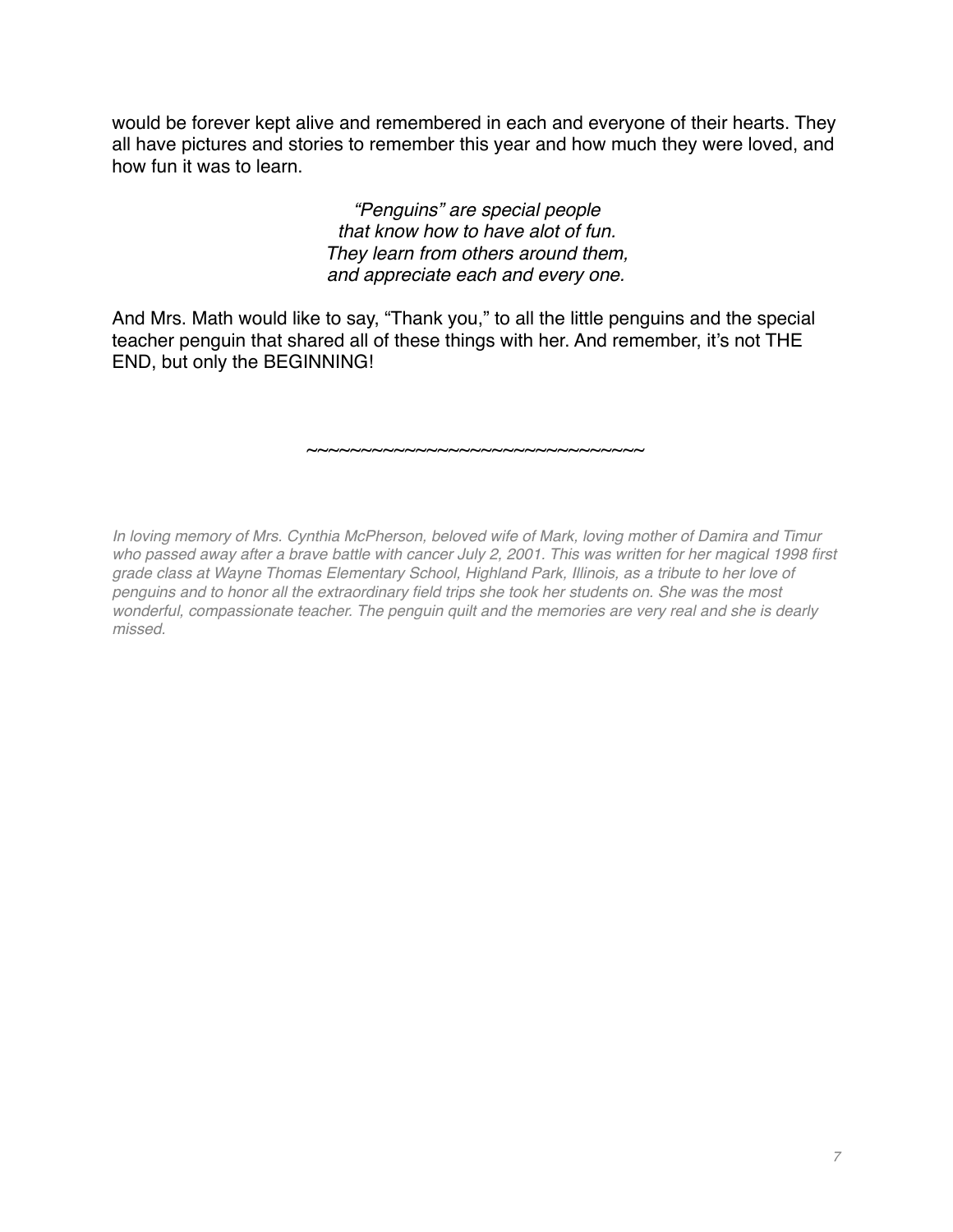would be forever kept alive and remembered in each and everyone of their hearts. They all have pictures and stories to remember this year and how much they were loved, and how fun it was to learn.

*"Penguins" are special people*
*that know how to have alot of fun.*
*They learn from others around them,*
*and appreciate each and every one.*

And Mrs. Math would like to say, "Thank you," to all the little penguins and the special teacher penguin that shared all of these things with her. And remember, it's not THE END, but only the BEGINNING!

~~~~~~~~~~~~~~~~~~~~~~~~~~~~~~~~

*In loving memory of Mrs. Cynthia McPherson, beloved wife of Mark, loving mother of Damira and Timur who passed away after a brave battle with cancer July 2, 2001. This was written for her magical 1998 first grade class at Wayne Thomas Elementary School, Highland Park, Illinois, as a tribute to her love of penguins and to honor all the extraordinary field trips she took her students on. She was the most wonderful, compassionate teacher. The penguin quilt and the memories are very real and she is dearly missed.*